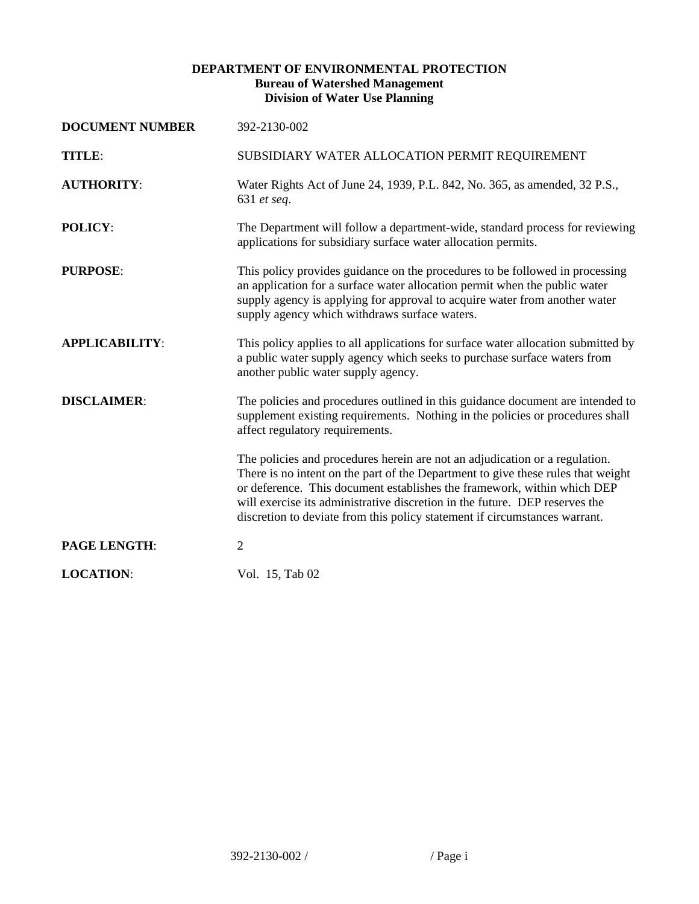**DEPARTMENT OF ENVIRONMENTAL PROTECTION**
**Bureau of Watershed Management**
**Division of Water Use Planning**

**DOCUMENT NUMBER** 392-2130-002

**TITLE**: SUBSIDIARY WATER ALLOCATION PERMIT REQUIREMENT

**AUTHORITY**: Water Rights Act of June 24, 1939, P.L. 842, No. 365, as amended, 32 P.S., 631 *et seq*.

**POLICY**: The Department will follow a department-wide, standard process for reviewing applications for subsidiary surface water allocation permits.

**PURPOSE**: This policy provides guidance on the procedures to be followed in processing an application for a surface water allocation permit when the public water supply agency is applying for approval to acquire water from another water supply agency which withdraws surface waters.

**APPLICABILITY**: This policy applies to all applications for surface water allocation submitted by a public water supply agency which seeks to purchase surface waters from another public water supply agency.

**DISCLAIMER**: The policies and procedures outlined in this guidance document are intended to supplement existing requirements. Nothing in the policies or procedures shall affect regulatory requirements.

The policies and procedures herein are not an adjudication or a regulation. There is no intent on the part of the Department to give these rules that weight or deference. This document establishes the framework, within which DEP will exercise its administrative discretion in the future. DEP reserves the discretion to deviate from this policy statement if circumstances warrant.

**PAGE LENGTH**: 2

**LOCATION**: Vol. 15, Tab 02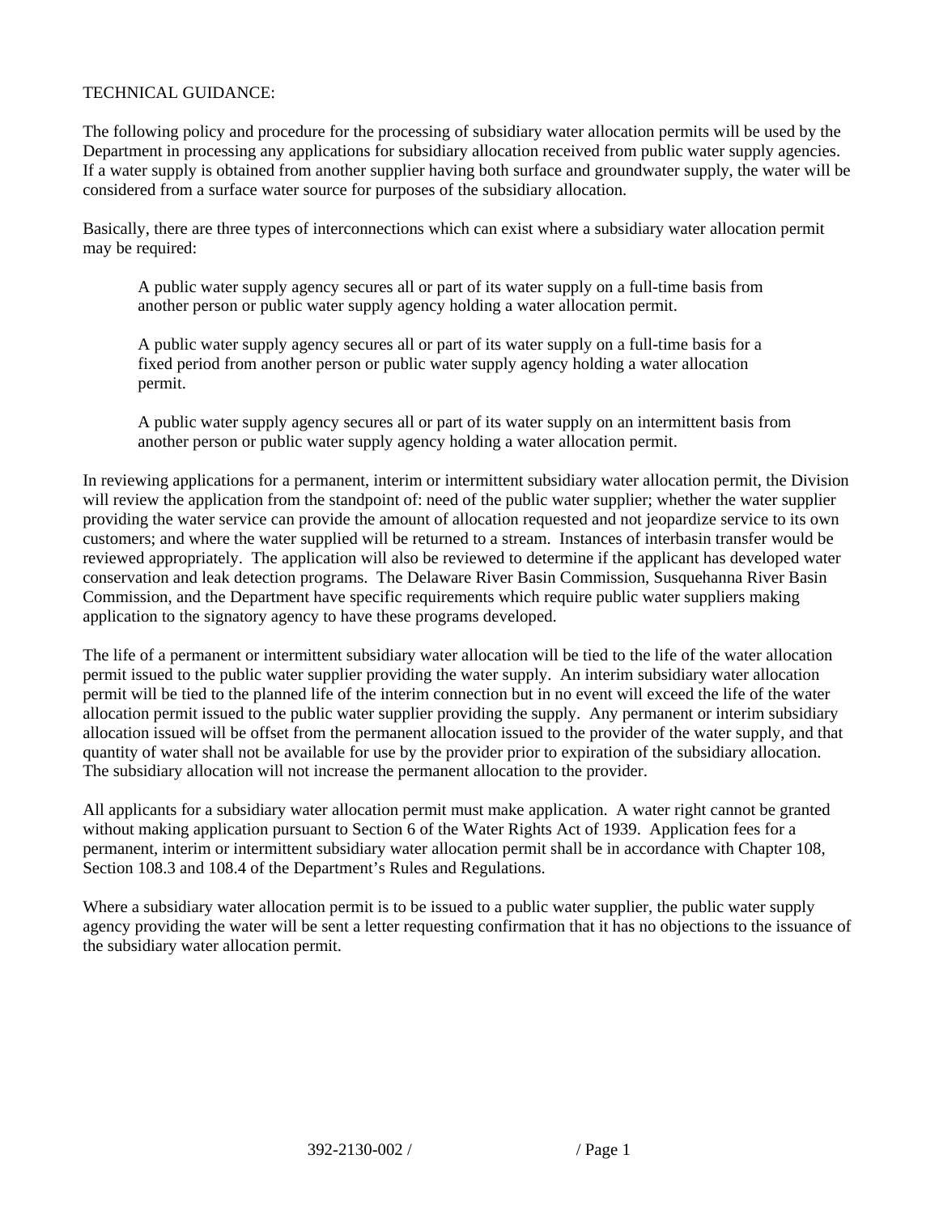TECHNICAL GUIDANCE:

The following policy and procedure for the processing of subsidiary water allocation permits will be used by the Department in processing any applications for subsidiary allocation received from public water supply agencies. If a water supply is obtained from another supplier having both surface and groundwater supply, the water will be considered from a surface water source for purposes of the subsidiary allocation.

Basically, there are three types of interconnections which can exist where a subsidiary water allocation permit may be required:

> A public water supply agency secures all or part of its water supply on a full-time basis from another person or public water supply agency holding a water allocation permit.
>
> A public water supply agency secures all or part of its water supply on a full-time basis for a fixed period from another person or public water supply agency holding a water allocation permit.
>
> A public water supply agency secures all or part of its water supply on an intermittent basis from another person or public water supply agency holding a water allocation permit.

In reviewing applications for a permanent, interim or intermittent subsidiary water allocation permit, the Division will review the application from the standpoint of: need of the public water supplier; whether the water supplier providing the water service can provide the amount of allocation requested and not jeopardize service to its own customers; and where the water supplied will be returned to a stream. Instances of interbasin transfer would be reviewed appropriately. The application will also be reviewed to determine if the applicant has developed water conservation and leak detection programs. The Delaware River Basin Commission, Susquehanna River Basin Commission, and the Department have specific requirements which require public water suppliers making application to the signatory agency to have these programs developed.

The life of a permanent or intermittent subsidiary water allocation will be tied to the life of the water allocation permit issued to the public water supplier providing the water supply. An interim subsidiary water allocation permit will be tied to the planned life of the interim connection but in no event will exceed the life of the water allocation permit issued to the public water supplier providing the supply. Any permanent or interim subsidiary allocation issued will be offset from the permanent allocation issued to the provider of the water supply, and that quantity of water shall not be available for use by the provider prior to expiration of the subsidiary allocation. The subsidiary allocation will not increase the permanent allocation to the provider.

All applicants for a subsidiary water allocation permit must make application. A water right cannot be granted without making application pursuant to Section 6 of the Water Rights Act of 1939. Application fees for a permanent, interim or intermittent subsidiary water allocation permit shall be in accordance with Chapter 108, Section 108.3 and 108.4 of the Department's Rules and Regulations.

Where a subsidiary water allocation permit is to be issued to a public water supplier, the public water supply agency providing the water will be sent a letter requesting confirmation that it has no objections to the issuance of the subsidiary water allocation permit.